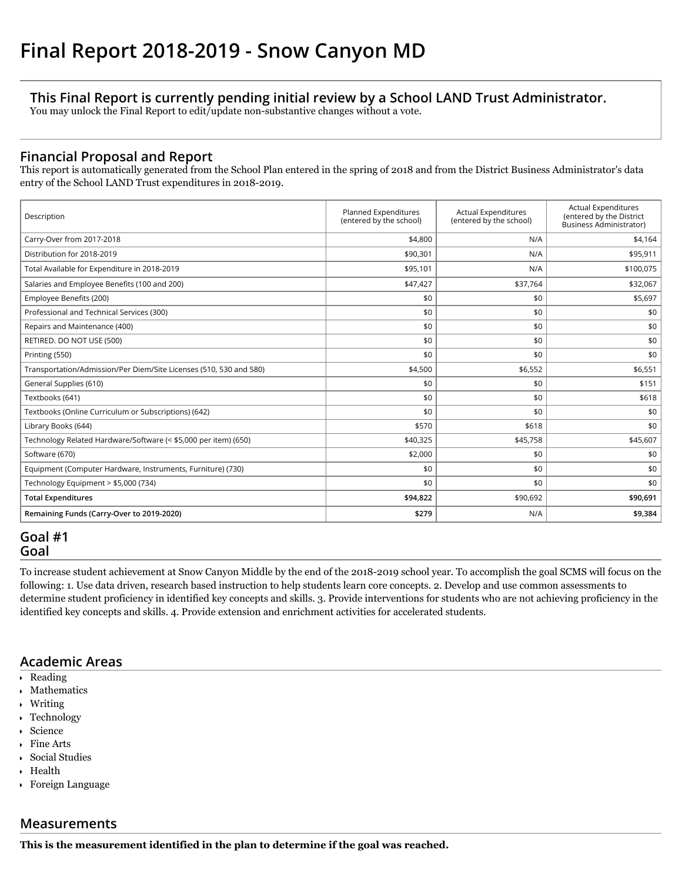# Final Report 2018-2019 - Snow Canyon MD

## This Final Report is currently pending initial review by a School LAND Trust Administrator.

You may unlock the Final Report to edit/update non-substantive changes without a vote.

## Financial Proposal and Report

This report is automatically generated from the School Plan entered in the spring of 2018 and from the District Business Administrator's data entry of the School LAND Trust expenditures in 2018-2019.

| Description | Planned Expenditures (entered by the school) | Actual Expenditures (entered by the school) | Actual Expenditures (entered by the District Business Administrator) |
|---|---|---|---|
| Carry-Over from 2017-2018 | $4,800 | N/A | $4,164 |
| Distribution for 2018-2019 | $90,301 | N/A | $95,911 |
| Total Available for Expenditure in 2018-2019 | $95,101 | N/A | $100,075 |
| Salaries and Employee Benefits (100 and 200) | $47,427 | $37,764 | $32,067 |
| Employee Benefits (200) | $0 | $0 | $5,697 |
| Professional and Technical Services (300) | $0 | $0 | $0 |
| Repairs and Maintenance (400) | $0 | $0 | $0 |
| RETIRED. DO NOT USE (500) | $0 | $0 | $0 |
| Printing (550) | $0 | $0 | $0 |
| Transportation/Admission/Per Diem/Site Licenses (510, 530 and 580) | $4,500 | $6,552 | $6,551 |
| General Supplies (610) | $0 | $0 | $151 |
| Textbooks (641) | $0 | $0 | $618 |
| Textbooks (Online Curriculum or Subscriptions) (642) | $0 | $0 | $0 |
| Library Books (644) | $570 | $618 | $0 |
| Technology Related Hardware/Software (< $5,000 per item) (650) | $40,325 | $45,758 | $45,607 |
| Software (670) | $2,000 | $0 | $0 |
| Equipment (Computer Hardware, Instruments, Furniture) (730) | $0 | $0 | $0 |
| Technology Equipment > $5,000 (734) | $0 | $0 | $0 |
| **Total Expenditures** | **$94,822** | $90,692 | **$90,691** |
| **Remaining Funds (Carry-Over to 2019-2020)** | **$279** | N/A | **$9,384** |

## Goal #1

## Goal

To increase student achievement at Snow Canyon Middle by the end of the 2018-2019 school year. To accomplish the goal SCMS will focus on the following: 1. Use data driven, research based instruction to help students learn core concepts. 2. Develop and use common assessments to determine student proficiency in identified key concepts and skills. 3. Provide interventions for students who are not achieving proficiency in the identified key concepts and skills. 4. Provide extension and enrichment activities for accelerated students.

## Academic Areas

- Reading
- Mathematics
- Writing
- Technology
- Science
- Fine Arts
- Social Studies
- Health
- Foreign Language

## Measurements

**This is the measurement identified in the plan to determine if the goal was reached.**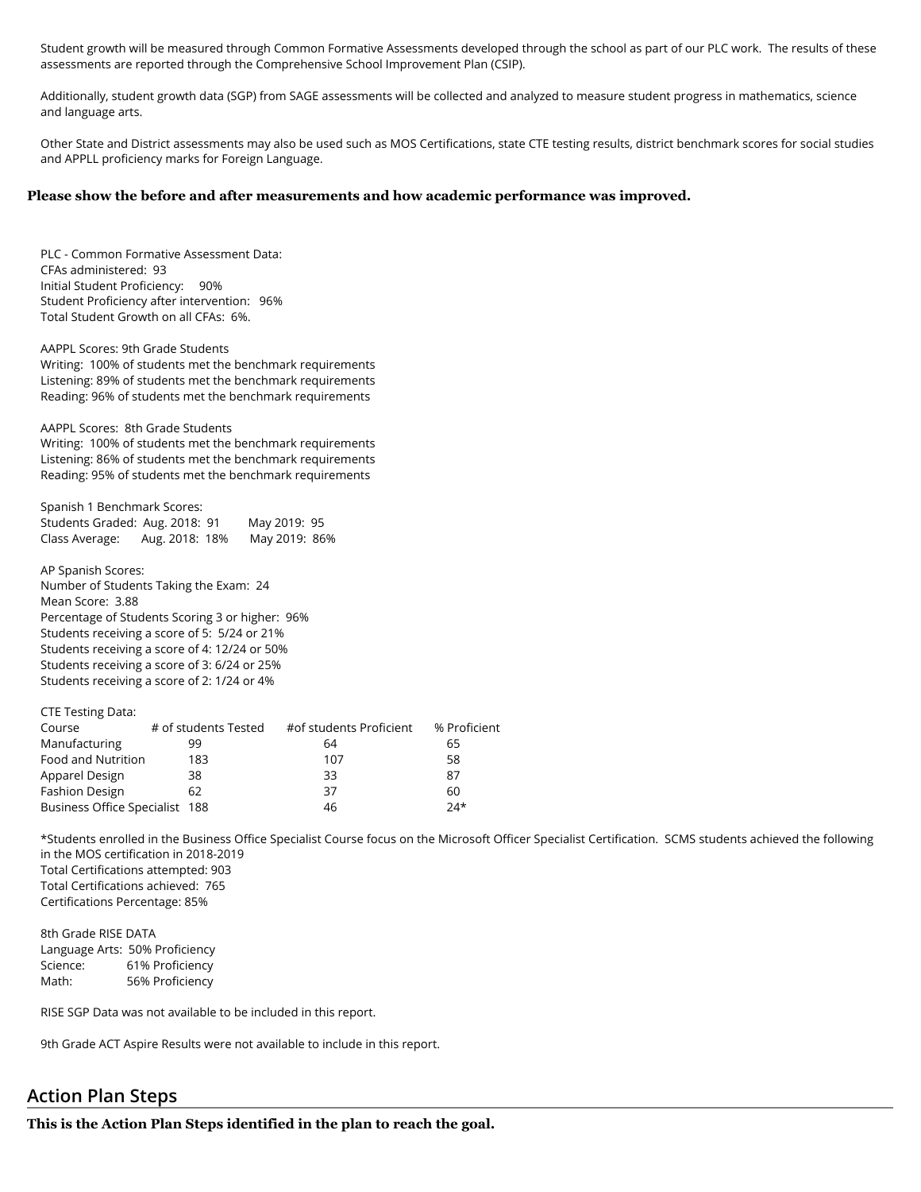Student growth will be measured through Common Formative Assessments developed through the school as part of our PLC work. The results of these assessments are reported through the Comprehensive School Improvement Plan (CSIP).

Additionally, student growth data (SGP) from SAGE assessments will be collected and analyzed to measure student progress in mathematics, science and language arts.

Other State and District assessments may also be used such as MOS Certifications, state CTE testing results, district benchmark scores for social studies and APPLL proficiency marks for Foreign Language.

**Please show the before and after measurements and how academic performance was improved.**

PLC - Common Formative Assessment Data:
CFAs administered: 93
Initial Student Proficiency: 90%
Student Proficiency after intervention: 96%
Total Student Growth on all CFAs: 6%.

AAPPL Scores: 9th Grade Students
Writing: 100% of students met the benchmark requirements
Listening: 89% of students met the benchmark requirements
Reading: 96% of students met the benchmark requirements

AAPPL Scores: 8th Grade Students
Writing: 100% of students met the benchmark requirements
Listening: 86% of students met the benchmark requirements
Reading: 95% of students met the benchmark requirements

Spanish 1 Benchmark Scores:

| | | |
|---|---|---|
| Students Graded: | Aug. 2018: 91 | May 2019: 95 |
| Class Average: | Aug. 2018: 18% | May 2019: 86% |

AP Spanish Scores:
Number of Students Taking the Exam: 24
Mean Score: 3.88
Percentage of Students Scoring 3 or higher: 96%
Students receiving a score of 5: 5/24 or 21%
Students receiving a score of 4: 12/24 or 50%
Students receiving a score of 3: 6/24 or 25%
Students receiving a score of 2: 1/24 or 4%

CTE Testing Data:

| Course | # of students Tested | #of students Proficient | % Proficient |
|---|---|---|---|
| Manufacturing | 99 | 64 | 65 |
| Food and Nutrition | 183 | 107 | 58 |
| Apparel Design | 38 | 33 | 87 |
| Fashion Design | 62 | 37 | 60 |
| Business Office Specialist | 188 | 46 | 24* |

*Students enrolled in the Business Office Specialist Course focus on the Microsoft Officer Specialist Certification. SCMS students achieved the following in the MOS certification in 2018-2019
Total Certifications attempted: 903
Total Certifications achieved: 765
Certifications Percentage: 85%

8th Grade RISE DATA

| | |
|---|---|
| Language Arts: | 50% Proficiency |
| Science: | 61% Proficiency |
| Math: | 56% Proficiency |

RISE SGP Data was not available to be included in this report.

9th Grade ACT Aspire Results were not available to include in this report.

## Action Plan Steps

**This is the Action Plan Steps identified in the plan to reach the goal.**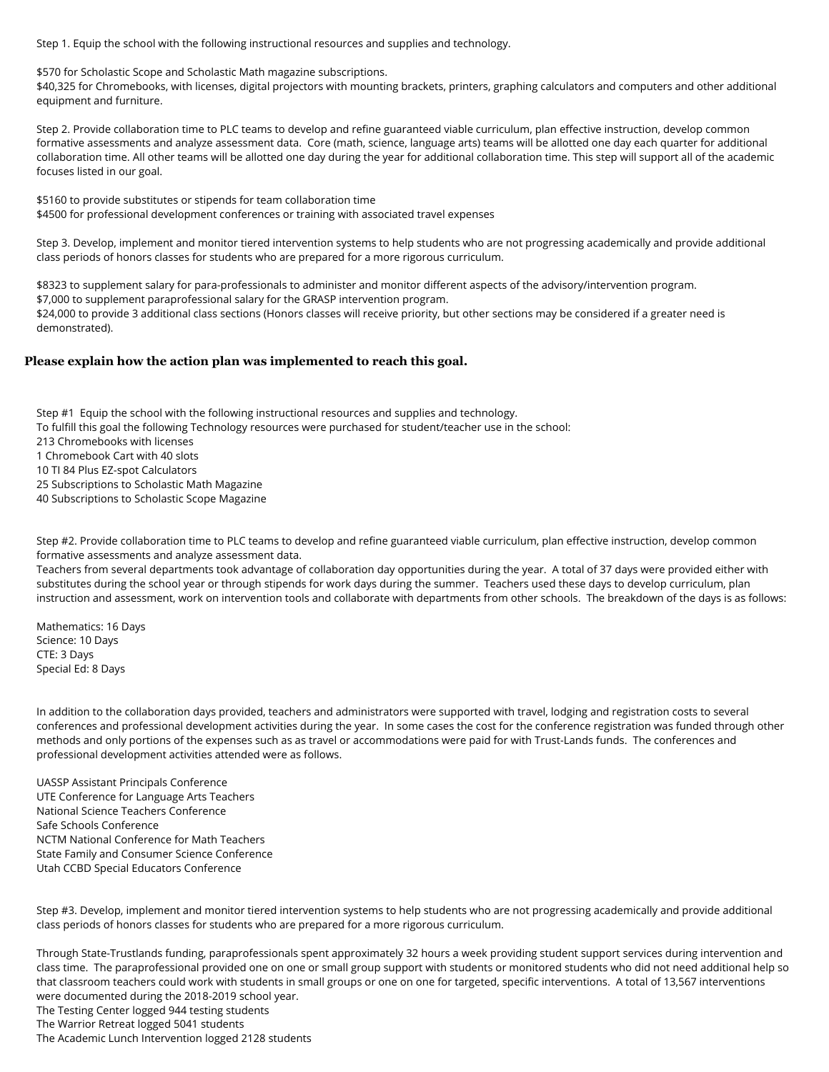Step 1. Equip the school with the following instructional resources and supplies and technology.

$570 for Scholastic Scope and Scholastic Math magazine subscriptions.
$40,325 for Chromebooks, with licenses, digital projectors with mounting brackets, printers, graphing calculators and computers and other additional equipment and furniture.

Step 2. Provide collaboration time to PLC teams to develop and refine guaranteed viable curriculum, plan effective instruction, develop common formative assessments and analyze assessment data. Core (math, science, language arts) teams will be allotted one day each quarter for additional collaboration time. All other teams will be allotted one day during the year for additional collaboration time. This step will support all of the academic focuses listed in our goal.

$5160 to provide substitutes or stipends for team collaboration time
$4500 for professional development conferences or training with associated travel expenses

Step 3. Develop, implement and monitor tiered intervention systems to help students who are not progressing academically and provide additional class periods of honors classes for students who are prepared for a more rigorous curriculum.

$8323 to supplement salary for para-professionals to administer and monitor different aspects of the advisory/intervention program.
$7,000 to supplement paraprofessional salary for the GRASP intervention program.
$24,000 to provide 3 additional class sections (Honors classes will receive priority, but other sections may be considered if a greater need is demonstrated).

## Please explain how the action plan was implemented to reach this goal.

Step #1 Equip the school with the following instructional resources and supplies and technology.
To fulfill this goal the following Technology resources were purchased for student/teacher use in the school:
213 Chromebooks with licenses
1 Chromebook Cart with 40 slots
10 TI 84 Plus EZ-spot Calculators
25 Subscriptions to Scholastic Math Magazine
40 Subscriptions to Scholastic Scope Magazine

Step #2. Provide collaboration time to PLC teams to develop and refine guaranteed viable curriculum, plan effective instruction, develop common formative assessments and analyze assessment data.
Teachers from several departments took advantage of collaboration day opportunities during the year. A total of 37 days were provided either with substitutes during the school year or through stipends for work days during the summer. Teachers used these days to develop curriculum, plan instruction and assessment, work on intervention tools and collaborate with departments from other schools. The breakdown of the days is as follows:

Mathematics: 16 Days
Science: 10 Days
CTE: 3 Days
Special Ed: 8 Days

In addition to the collaboration days provided, teachers and administrators were supported with travel, lodging and registration costs to several conferences and professional development activities during the year. In some cases the cost for the conference registration was funded through other methods and only portions of the expenses such as as travel or accommodations were paid for with Trust-Lands funds. The conferences and professional development activities attended were as follows.

UASSP Assistant Principals Conference
UTE Conference for Language Arts Teachers
National Science Teachers Conference
Safe Schools Conference
NCTM National Conference for Math Teachers
State Family and Consumer Science Conference
Utah CCBD Special Educators Conference

Step #3. Develop, implement and monitor tiered intervention systems to help students who are not progressing academically and provide additional class periods of honors classes for students who are prepared for a more rigorous curriculum.

Through State-Trustlands funding, paraprofessionals spent approximately 32 hours a week providing student support services during intervention and class time. The paraprofessional provided one on one or small group support with students or monitored students who did not need additional help so that classroom teachers could work with students in small groups or one on one for targeted, specific interventions. A total of 13,567 interventions were documented during the 2018-2019 school year.
The Testing Center logged 944 testing students
The Warrior Retreat logged 5041 students
The Academic Lunch Intervention logged 2128 students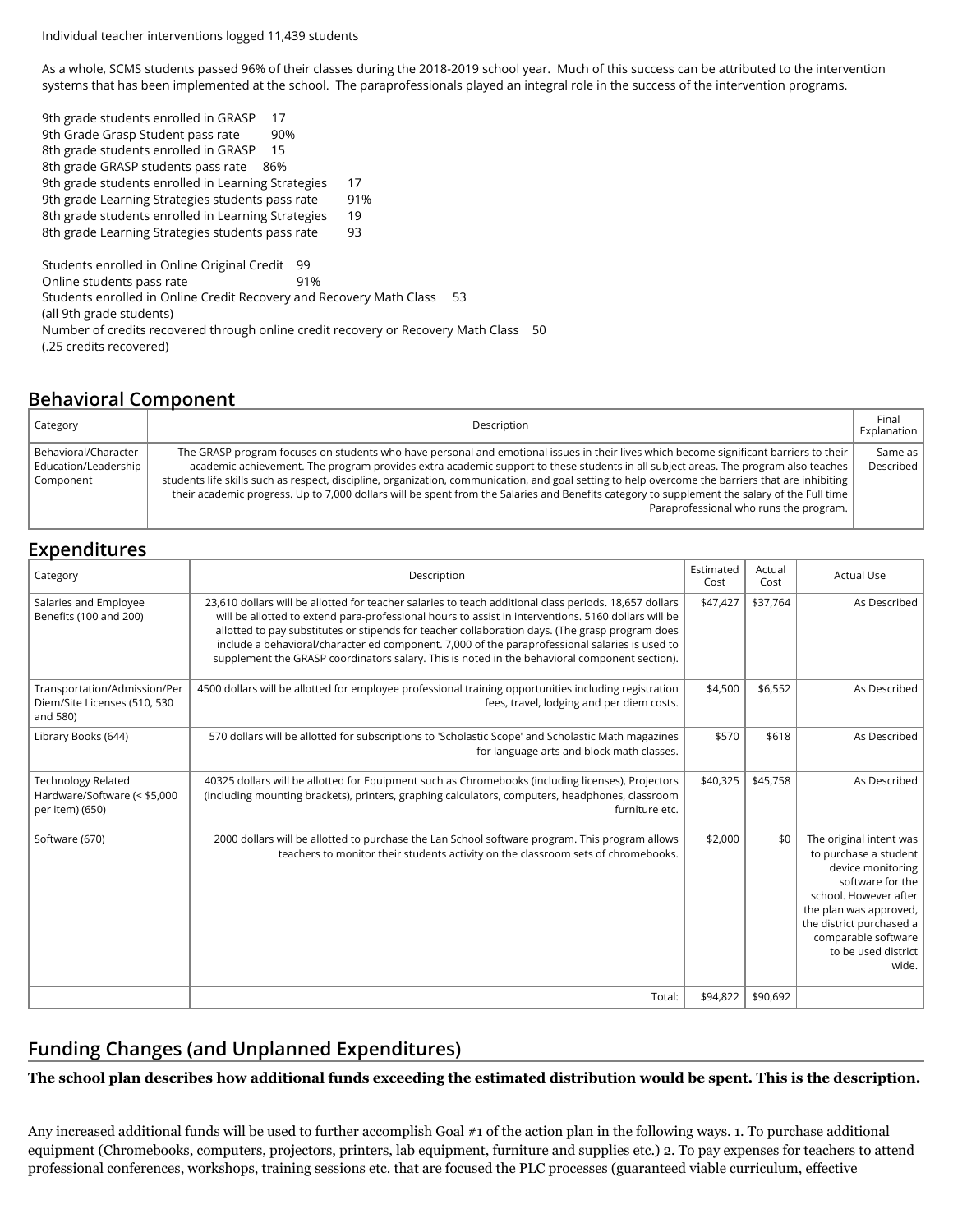Individual teacher interventions logged 11,439 students

As a whole, SCMS students passed 96% of their classes during the 2018-2019 school year. Much of this success can be attributed to the intervention systems that has been implemented at the school. The paraprofessionals played an integral role in the success of the intervention programs.

9th grade students enrolled in GRASP 17
9th Grade Grasp Student pass rate 90%
8th grade students enrolled in GRASP 15
8th grade GRASP students pass rate 86%
9th grade students enrolled in Learning Strategies 17
9th grade Learning Strategies students pass rate 91%
8th grade students enrolled in Learning Strategies 19
8th grade Learning Strategies students pass rate 93

Students enrolled in Online Original Credit 99
Online students pass rate 91%
Students enrolled in Online Credit Recovery and Recovery Math Class 53
(all 9th grade students)
Number of credits recovered through online credit recovery or Recovery Math Class 50
(.25 credits recovered)

## Behavioral Component

| Category | Description | Final Explanation |
|---|---|---|
| Behavioral/Character Education/Leadership Component | The GRASP program focuses on students who have personal and emotional issues in their lives which become significant barriers to their academic achievement. The program provides extra academic support to these students in all subject areas. The program also teaches students life skills such as respect, discipline, organization, communication, and goal setting to help overcome the barriers that are inhibiting their academic progress. Up to 7,000 dollars will be spent from the Salaries and Benefits category to supplement the salary of the Full time Paraprofessional who runs the program. | Same as Described |

## Expenditures

| Category | Description | Estimated Cost | Actual Cost | Actual Use |
|---|---|---|---|---|
| Salaries and Employee Benefits (100 and 200) | 23,610 dollars will be allotted for teacher salaries to teach additional class periods. 18,657 dollars will be allotted to extend para-professional hours to assist in interventions. 5160 dollars will be allotted to pay substitutes or stipends for teacher collaboration days. (The grasp program does include a behavioral/character ed component. 7,000 of the paraprofessional salaries is used to supplement the GRASP coordinators salary. This is noted in the behavioral component section). | $47,427 | $37,764 | As Described |
| Transportation/Admission/Per Diem/Site Licenses (510, 530 and 580) | 4500 dollars will be allotted for employee professional training opportunities including registration fees, travel, lodging and per diem costs. | $4,500 | $6,552 | As Described |
| Library Books (644) | 570 dollars will be allotted for subscriptions to 'Scholastic Scope' and Scholastic Math magazines for language arts and block math classes. | $570 | $618 | As Described |
| Technology Related Hardware/Software (< $5,000 per item) (650) | 40325 dollars will be allotted for Equipment such as Chromebooks (including licenses), Projectors (including mounting brackets), printers, graphing calculators, computers, headphones, classroom furniture etc. | $40,325 | $45,758 | As Described |
| Software (670) | 2000 dollars will be allotted to purchase the Lan School software program. This program allows teachers to monitor their students activity on the classroom sets of chromebooks. | $2,000 | $0 | The original intent was to purchase a student device monitoring software for the school. However after the plan was approved, the district purchased a comparable software to be used district wide. |
| | Total: | $94,822 | $90,692 | |

## Funding Changes (and Unplanned Expenditures)

**The school plan describes how additional funds exceeding the estimated distribution would be spent. This is the description.**

Any increased additional funds will be used to further accomplish Goal #1 of the action plan in the following ways. 1. To purchase additional equipment (Chromebooks, computers, projectors, printers, lab equipment, furniture and supplies etc.) 2. To pay expenses for teachers to attend professional conferences, workshops, training sessions etc. that are focused the PLC processes (guaranteed viable curriculum, effective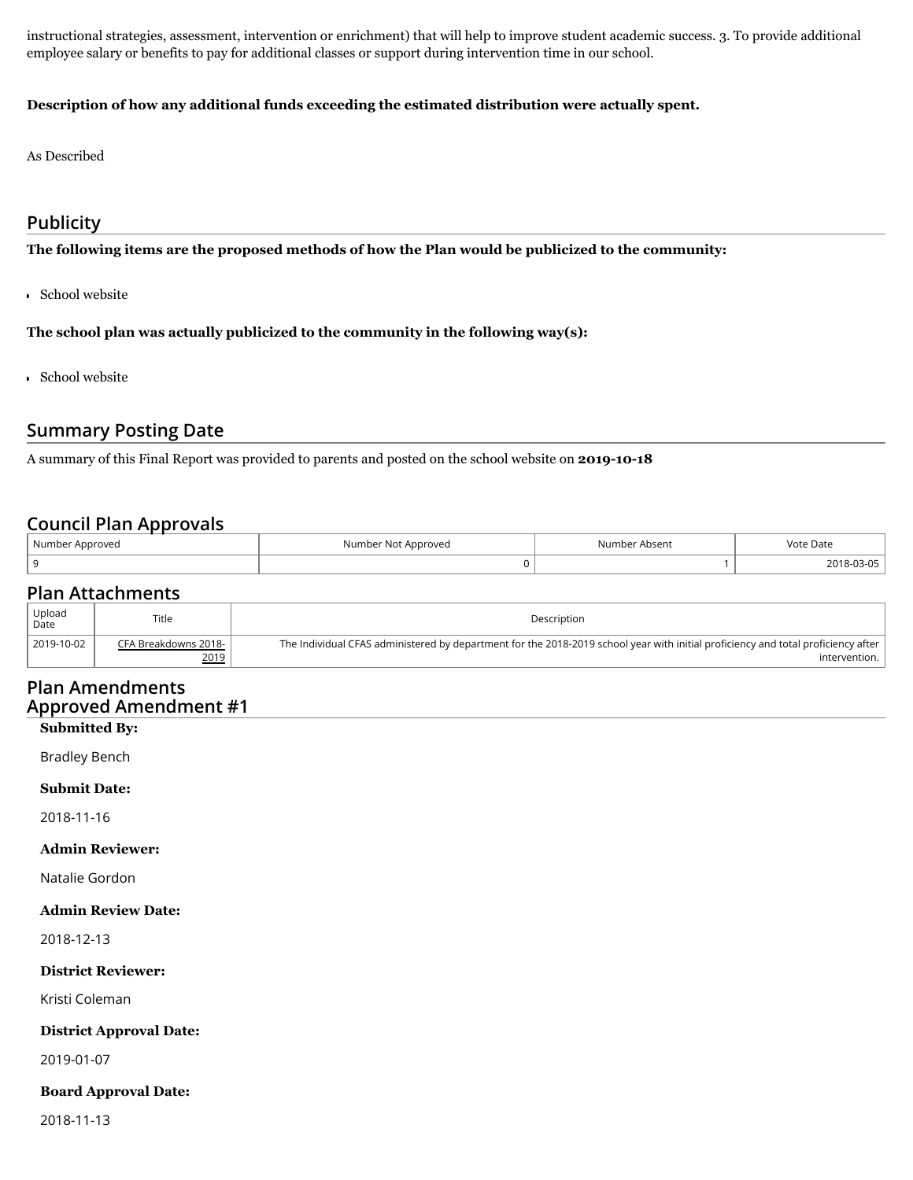instructional strategies, assessment, intervention or enrichment) that will help to improve student academic success. 3. To provide additional employee salary or benefits to pay for additional classes or support during intervention time in our school.

**Description of how any additional funds exceeding the estimated distribution were actually spent.**

As Described

## Publicity

**The following items are the proposed methods of how the Plan would be publicized to the community:**

- School website

**The school plan was actually publicized to the community in the following way(s):**

- School website

## Summary Posting Date

A summary of this Final Report was provided to parents and posted on the school website on **2019-10-18**

## Council Plan Approvals

| Number Approved | Number Not Approved | Number Absent | Vote Date |
|---|---|---|---|
| 9 | 0 | 1 | 2018-03-05 |

## Plan Attachments

| Upload Date | Title | Description |
|---|---|---|
| 2019-10-02 | CFA Breakdowns 2018-2019 | The Individual CFAS administered by department for the 2018-2019 school year with initial proficiency and total proficiency after intervention. |

## Plan Amendments

## Approved Amendment #1

**Submitted By:**

Bradley Bench

**Submit Date:**

2018-11-16

**Admin Reviewer:**

Natalie Gordon

**Admin Review Date:**

2018-12-13

**District Reviewer:**

Kristi Coleman

**District Approval Date:**

2019-01-07

**Board Approval Date:**

2018-11-13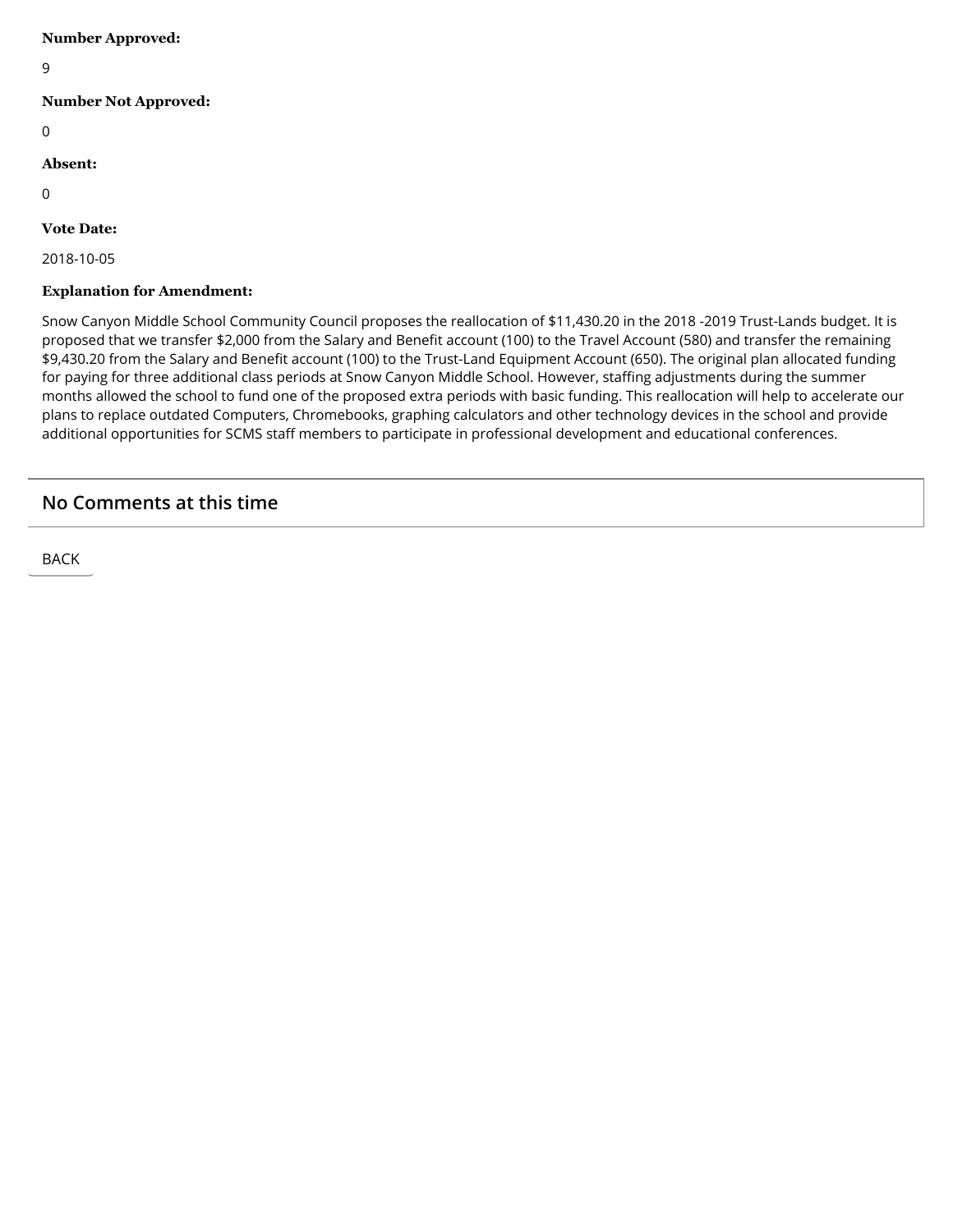**Number Approved:**

9

**Number Not Approved:**

0

**Absent:**

0

**Vote Date:**

2018-10-05

**Explanation for Amendment:**

Snow Canyon Middle School Community Council proposes the reallocation of $11,430.20 in the 2018 -2019 Trust-Lands budget. It is proposed that we transfer $2,000 from the Salary and Benefit account (100) to the Travel Account (580) and transfer the remaining $9,430.20 from the Salary and Benefit account (100) to the Trust-Land Equipment Account (650). The original plan allocated funding for paying for three additional class periods at Snow Canyon Middle School. However, staffing adjustments during the summer months allowed the school to fund one of the proposed extra periods with basic funding. This reallocation will help to accelerate our plans to replace outdated Computers, Chromebooks, graphing calculators and other technology devices in the school and provide additional opportunities for SCMS staff members to participate in professional development and educational conferences.

## No Comments at this time

BACK